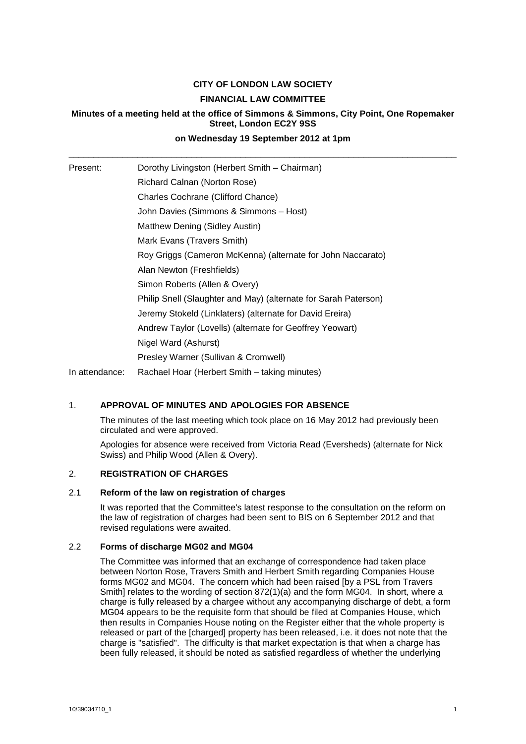**CITY OF LONDON LAW SOCIETY**

**FINANCIAL LAW COMMITTEE**

**Minutes of a meeting held at the office of Simmons & Simmons, City Point, One Ropemaker Street, London EC2Y 9SS**

**on Wednesday 19 September 2012 at 1pm**

---

| | |
|---|---|
| Present: | Dorothy Livingston (Herbert Smith – Chairman) |
| | Richard Calnan (Norton Rose) |
| | Charles Cochrane (Clifford Chance) |
| | John Davies (Simmons & Simmons – Host) |
| | Matthew Dening (Sidley Austin) |
| | Mark Evans (Travers Smith) |
| | Roy Griggs (Cameron McKenna) (alternate for John Naccarato) |
| | Alan Newton (Freshfields) |
| | Simon Roberts (Allen & Overy) |
| | Philip Snell (Slaughter and May) (alternate for Sarah Paterson) |
| | Jeremy Stokeld (Linklaters) (alternate for David Ereira) |
| | Andrew Taylor (Lovells) (alternate for Geoffrey Yeowart) |
| | Nigel Ward (Ashurst) |
| | Presley Warner (Sullivan & Cromwell) |
| In attendance: | Rachael Hoar (Herbert Smith – taking minutes) |

## 1. APPROVAL OF MINUTES AND APOLOGIES FOR ABSENCE

The minutes of the last meeting which took place on 16 May 2012 had previously been circulated and were approved.

Apologies for absence were received from Victoria Read (Eversheds) (alternate for Nick Swiss) and Philip Wood (Allen & Overy).

## 2. REGISTRATION OF CHARGES

### 2.1 Reform of the law on registration of charges

It was reported that the Committee's latest response to the consultation on the reform on the law of registration of charges had been sent to BIS on 6 September 2012 and that revised regulations were awaited.

### 2.2 Forms of discharge MG02 and MG04

The Committee was informed that an exchange of correspondence had taken place between Norton Rose, Travers Smith and Herbert Smith regarding Companies House forms MG02 and MG04. The concern which had been raised [by a PSL from Travers Smith] relates to the wording of section 872(1)(a) and the form MG04. In short, where a charge is fully released by a chargee without any accompanying discharge of debt, a form MG04 appears to be the requisite form that should be filed at Companies House, which then results in Companies House noting on the Register either that the whole property is released or part of the [charged] property has been released, i.e. it does not note that the charge is "satisfied". The difficulty is that market expectation is that when a charge has been fully released, it should be noted as satisfied regardless of whether the underlying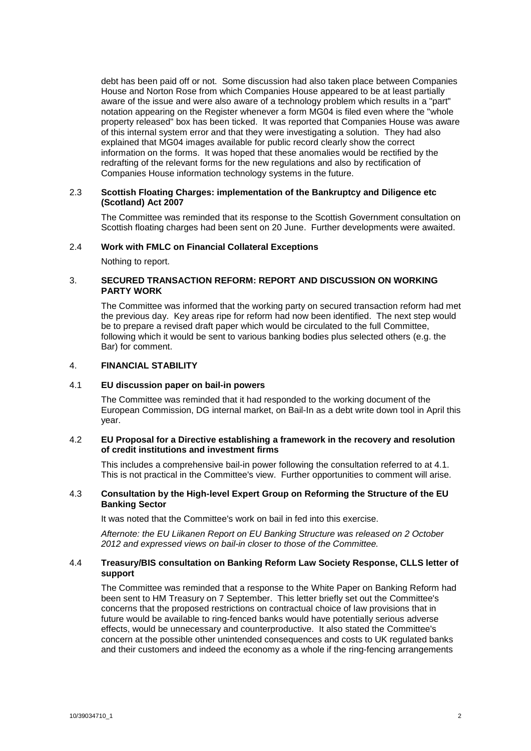debt has been paid off or not. Some discussion had also taken place between Companies House and Norton Rose from which Companies House appeared to be at least partially aware of the issue and were also aware of a technology problem which results in a "part" notation appearing on the Register whenever a form MG04 is filed even where the "whole property released" box has been ticked. It was reported that Companies House was aware of this internal system error and that they were investigating a solution. They had also explained that MG04 images available for public record clearly show the correct information on the forms. It was hoped that these anomalies would be rectified by the redrafting of the relevant forms for the new regulations and also by rectification of Companies House information technology systems in the future.

2.3 **Scottish Floating Charges: implementation of the Bankruptcy and Diligence etc (Scotland) Act 2007**

The Committee was reminded that its response to the Scottish Government consultation on Scottish floating charges had been sent on 20 June. Further developments were awaited.

2.4 **Work with FMLC on Financial Collateral Exceptions**

Nothing to report.

3. **SECURED TRANSACTION REFORM: REPORT AND DISCUSSION ON WORKING PARTY WORK**

The Committee was informed that the working party on secured transaction reform had met the previous day. Key areas ripe for reform had now been identified. The next step would be to prepare a revised draft paper which would be circulated to the full Committee, following which it would be sent to various banking bodies plus selected others (e.g. the Bar) for comment.

4. **FINANCIAL STABILITY**

4.1 **EU discussion paper on bail-in powers**

The Committee was reminded that it had responded to the working document of the European Commission, DG internal market, on Bail-In as a debt write down tool in April this year.

4.2 **EU Proposal for a Directive establishing a framework in the recovery and resolution of credit institutions and investment firms**

This includes a comprehensive bail-in power following the consultation referred to at 4.1. This is not practical in the Committee's view. Further opportunities to comment will arise.

4.3 **Consultation by the High-level Expert Group on Reforming the Structure of the EU Banking Sector**

It was noted that the Committee's work on bail in fed into this exercise.

*Afternote: the EU Liikanen Report on EU Banking Structure was released on 2 October 2012 and expressed views on bail-in closer to those of the Committee.*

4.4 **Treasury/BIS consultation on Banking Reform Law Society Response, CLLS letter of support**

The Committee was reminded that a response to the White Paper on Banking Reform had been sent to HM Treasury on 7 September. This letter briefly set out the Committee's concerns that the proposed restrictions on contractual choice of law provisions that in future would be available to ring-fenced banks would have potentially serious adverse effects, would be unnecessary and counterproductive. It also stated the Committee's concern at the possible other unintended consequences and costs to UK regulated banks and their customers and indeed the economy as a whole if the ring-fencing arrangements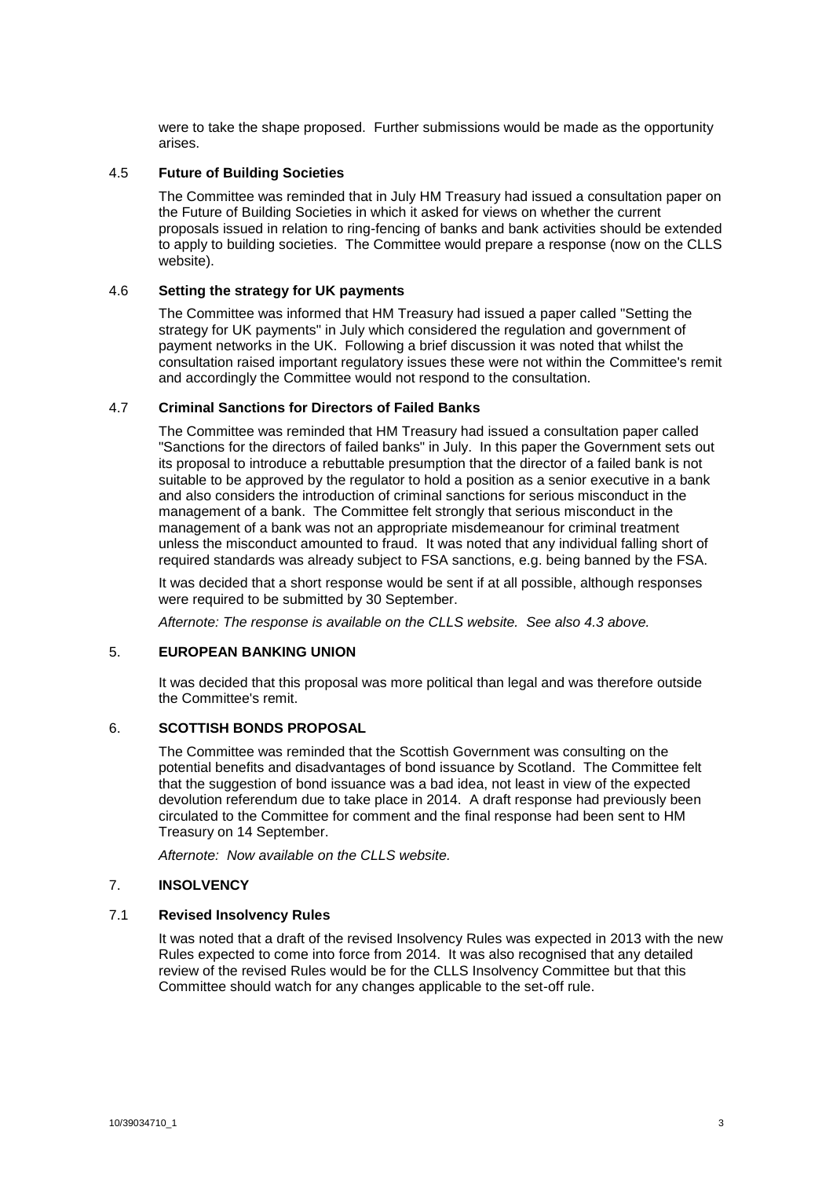were to take the shape proposed. Further submissions would be made as the opportunity arises.

### 4.5 Future of Building Societies

The Committee was reminded that in July HM Treasury had issued a consultation paper on the Future of Building Societies in which it asked for views on whether the current proposals issued in relation to ring-fencing of banks and bank activities should be extended to apply to building societies. The Committee would prepare a response (now on the CLLS website).

### 4.6 Setting the strategy for UK payments

The Committee was informed that HM Treasury had issued a paper called "Setting the strategy for UK payments" in July which considered the regulation and government of payment networks in the UK. Following a brief discussion it was noted that whilst the consultation raised important regulatory issues these were not within the Committee's remit and accordingly the Committee would not respond to the consultation.

### 4.7 Criminal Sanctions for Directors of Failed Banks

The Committee was reminded that HM Treasury had issued a consultation paper called "Sanctions for the directors of failed banks" in July. In this paper the Government sets out its proposal to introduce a rebuttable presumption that the director of a failed bank is not suitable to be approved by the regulator to hold a position as a senior executive in a bank and also considers the introduction of criminal sanctions for serious misconduct in the management of a bank. The Committee felt strongly that serious misconduct in the management of a bank was not an appropriate misdemeanour for criminal treatment unless the misconduct amounted to fraud. It was noted that any individual falling short of required standards was already subject to FSA sanctions, e.g. being banned by the FSA.

It was decided that a short response would be sent if at all possible, although responses were required to be submitted by 30 September.

*Afternote: The response is available on the CLLS website. See also 4.3 above.*

## 5. EUROPEAN BANKING UNION

It was decided that this proposal was more political than legal and was therefore outside the Committee's remit.

## 6. SCOTTISH BONDS PROPOSAL

The Committee was reminded that the Scottish Government was consulting on the potential benefits and disadvantages of bond issuance by Scotland. The Committee felt that the suggestion of bond issuance was a bad idea, not least in view of the expected devolution referendum due to take place in 2014. A draft response had previously been circulated to the Committee for comment and the final response had been sent to HM Treasury on 14 September.

*Afternote: Now available on the CLLS website.*

## 7. INSOLVENCY

### 7.1 Revised Insolvency Rules

It was noted that a draft of the revised Insolvency Rules was expected in 2013 with the new Rules expected to come into force from 2014. It was also recognised that any detailed review of the revised Rules would be for the CLLS Insolvency Committee but that this Committee should watch for any changes applicable to the set-off rule.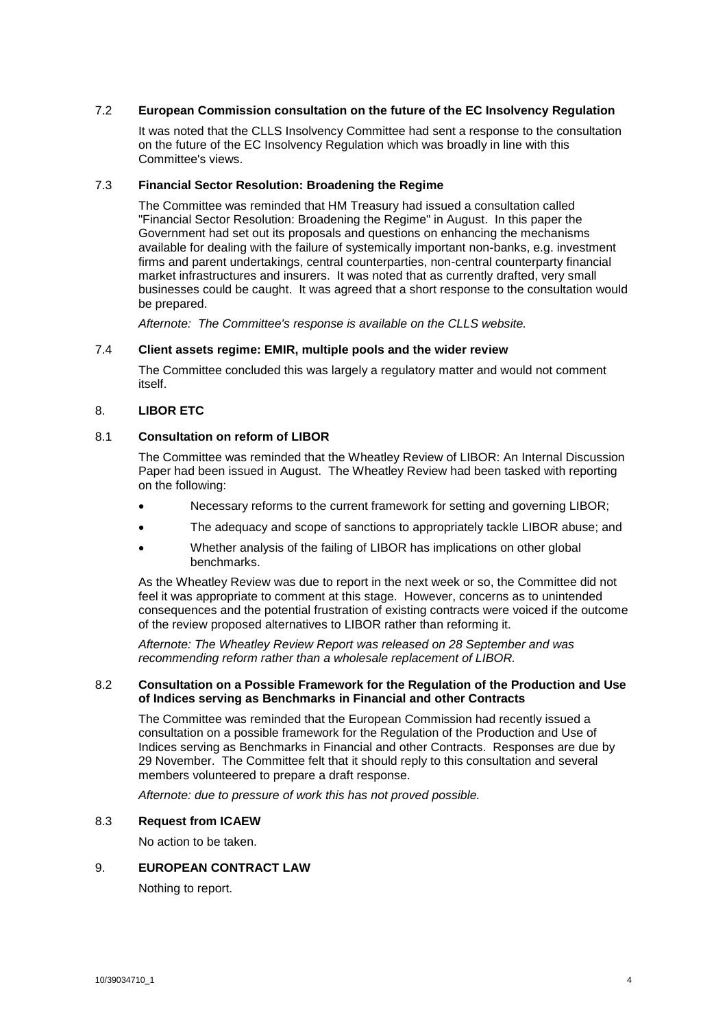### 7.2 **European Commission consultation on the future of the EC Insolvency Regulation**

It was noted that the CLLS Insolvency Committee had sent a response to the consultation on the future of the EC Insolvency Regulation which was broadly in line with this Committee's views.

### 7.3 **Financial Sector Resolution: Broadening the Regime**

The Committee was reminded that HM Treasury had issued a consultation called "Financial Sector Resolution: Broadening the Regime" in August. In this paper the Government had set out its proposals and questions on enhancing the mechanisms available for dealing with the failure of systemically important non-banks, e.g. investment firms and parent undertakings, central counterparties, non-central counterparty financial market infrastructures and insurers. It was noted that as currently drafted, very small businesses could be caught. It was agreed that a short response to the consultation would be prepared.

*Afternote: The Committee's response is available on the CLLS website.*

### 7.4 **Client assets regime: EMIR, multiple pools and the wider review**

The Committee concluded this was largely a regulatory matter and would not comment itself.

## 8. **LIBOR ETC**

### 8.1 **Consultation on reform of LIBOR**

The Committee was reminded that the Wheatley Review of LIBOR: An Internal Discussion Paper had been issued in August. The Wheatley Review had been tasked with reporting on the following:

- Necessary reforms to the current framework for setting and governing LIBOR;
- The adequacy and scope of sanctions to appropriately tackle LIBOR abuse; and
- Whether analysis of the failing of LIBOR has implications on other global benchmarks.

As the Wheatley Review was due to report in the next week or so, the Committee did not feel it was appropriate to comment at this stage. However, concerns as to unintended consequences and the potential frustration of existing contracts were voiced if the outcome of the review proposed alternatives to LIBOR rather than reforming it.

*Afternote: The Wheatley Review Report was released on 28 September and was recommending reform rather than a wholesale replacement of LIBOR.*

### 8.2 **Consultation on a Possible Framework for the Regulation of the Production and Use of Indices serving as Benchmarks in Financial and other Contracts**

The Committee was reminded that the European Commission had recently issued a consultation on a possible framework for the Regulation of the Production and Use of Indices serving as Benchmarks in Financial and other Contracts. Responses are due by 29 November. The Committee felt that it should reply to this consultation and several members volunteered to prepare a draft response.

*Afternote: due to pressure of work this has not proved possible.*

### 8.3 **Request from ICAEW**

No action to be taken.

## 9. **EUROPEAN CONTRACT LAW**

Nothing to report.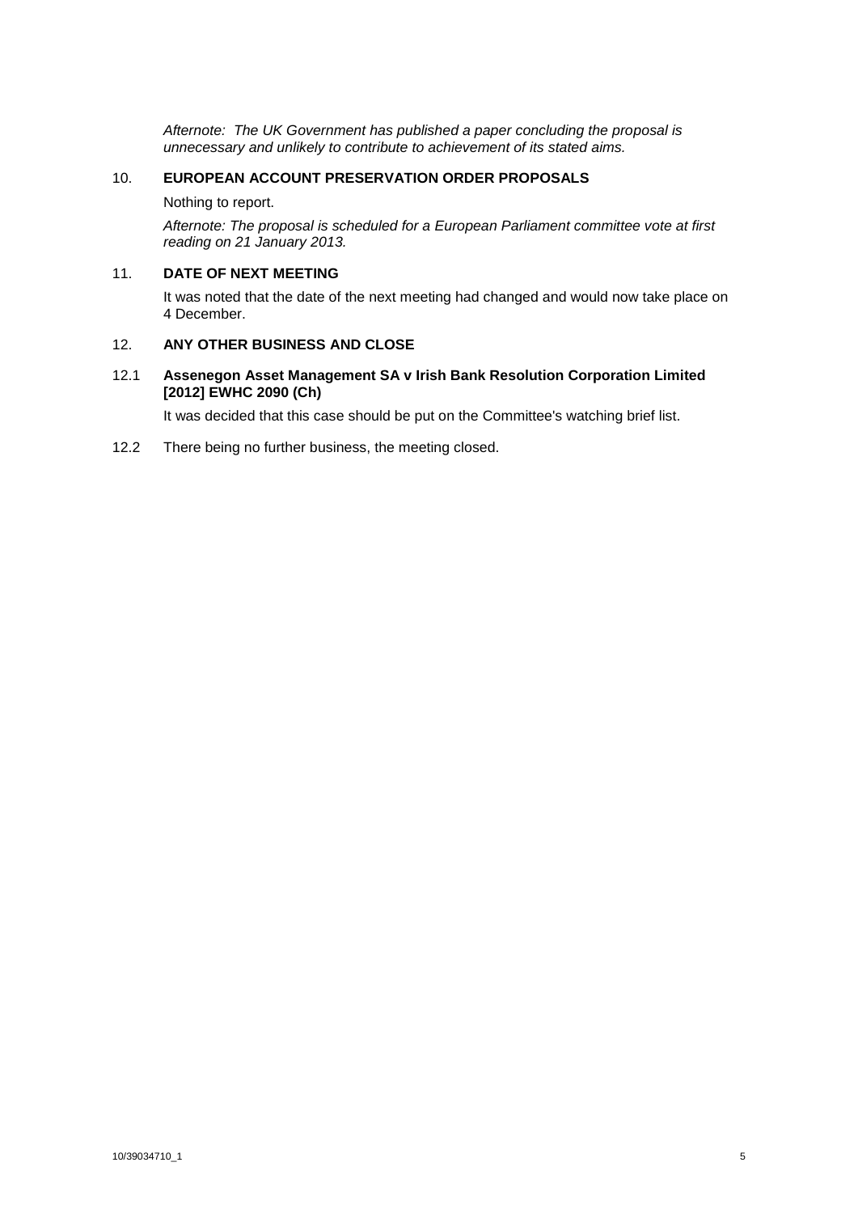*Afternote: The UK Government has published a paper concluding the proposal is unnecessary and unlikely to contribute to achievement of its stated aims.*

## 10. EUROPEAN ACCOUNT PRESERVATION ORDER PROPOSALS

Nothing to report.

*Afternote: The proposal is scheduled for a European Parliament committee vote at first reading on 21 January 2013.*

## 11. DATE OF NEXT MEETING

It was noted that the date of the next meeting had changed and would now take place on 4 December.

## 12. ANY OTHER BUSINESS AND CLOSE

### 12.1 Assenegon Asset Management SA v Irish Bank Resolution Corporation Limited [2012] EWHC 2090 (Ch)

It was decided that this case should be put on the Committee's watching brief list.

12.2 There being no further business, the meeting closed.